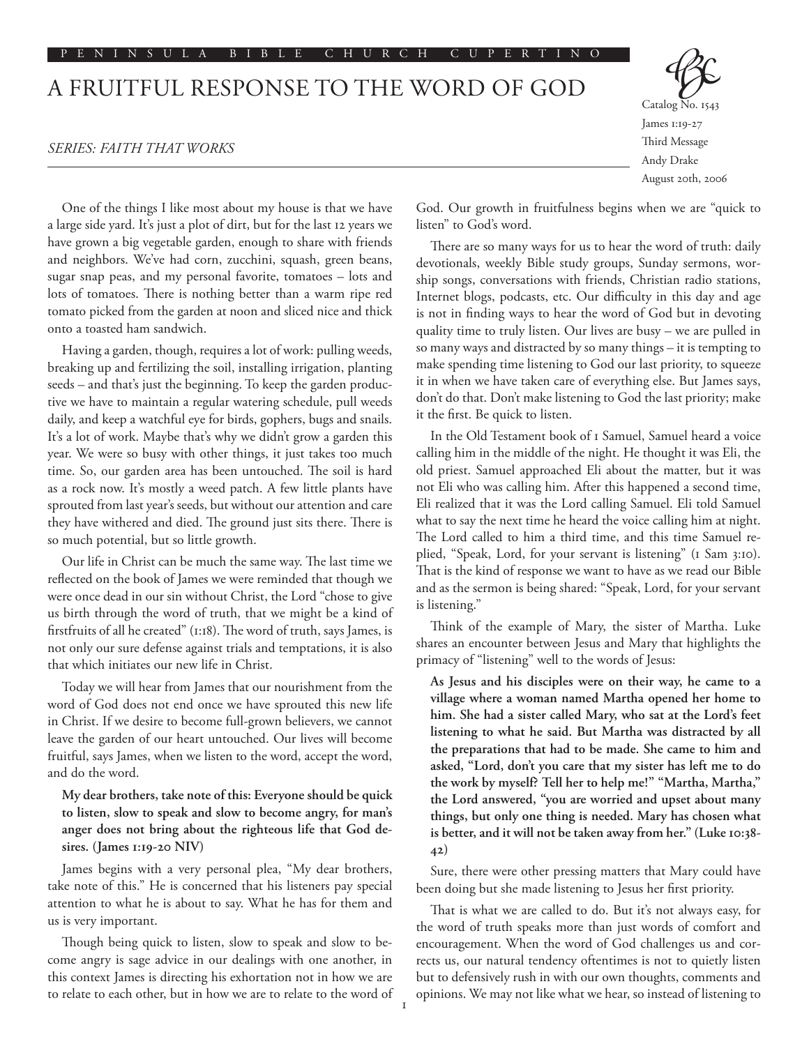# A FRUITFUL RESPONSE TO THE WORD OF GOD

*SERIES: FAITH THAT WORKS*

Catalog No. 1543
James 1:19-27
Third Message
Andy Drake
August 20th, 2006

One of the things I like most about my house is that we have a large side yard. It's just a plot of dirt, but for the last 12 years we have grown a big vegetable garden, enough to share with friends and neighbors. We've had corn, zucchini, squash, green beans, sugar snap peas, and my personal favorite, tomatoes – lots and lots of tomatoes. There is nothing better than a warm ripe red tomato picked from the garden at noon and sliced nice and thick onto a toasted ham sandwich.

Having a garden, though, requires a lot of work: pulling weeds, breaking up and fertilizing the soil, installing irrigation, planting seeds – and that's just the beginning. To keep the garden productive we have to maintain a regular watering schedule, pull weeds daily, and keep a watchful eye for birds, gophers, bugs and snails. It's a lot of work. Maybe that's why we didn't grow a garden this year. We were so busy with other things, it just takes too much time. So, our garden area has been untouched. The soil is hard as a rock now. It's mostly a weed patch. A few little plants have sprouted from last year's seeds, but without our attention and care they have withered and died. The ground just sits there. There is so much potential, but so little growth.

Our life in Christ can be much the same way. The last time we reflected on the book of James we were reminded that though we were once dead in our sin without Christ, the Lord "chose to give us birth through the word of truth, that we might be a kind of firstfruits of all he created" (1:18). The word of truth, says James, is not only our sure defense against trials and temptations, it is also that which initiates our new life in Christ.

Today we will hear from James that our nourishment from the word of God does not end once we have sprouted this new life in Christ. If we desire to become full-grown believers, we cannot leave the garden of our heart untouched. Our lives will become fruitful, says James, when we listen to the word, accept the word, and do the word.

> **My dear brothers, take note of this: Everyone should be quick to listen, slow to speak and slow to become angry, for man's anger does not bring about the righteous life that God desires. (James 1:19-20 NIV)**

James begins with a very personal plea, "My dear brothers, take note of this." He is concerned that his listeners pay special attention to what he is about to say. What he has for them and us is very important.

Though being quick to listen, slow to speak and slow to become angry is sage advice in our dealings with one another, in this context James is directing his exhortation not in how we are to relate to each other, but in how we are to relate to the word of God. Our growth in fruitfulness begins when we are "quick to listen" to God's word.

There are so many ways for us to hear the word of truth: daily devotionals, weekly Bible study groups, Sunday sermons, worship songs, conversations with friends, Christian radio stations, Internet blogs, podcasts, etc. Our difficulty in this day and age is not in finding ways to hear the word of God but in devoting quality time to truly listen. Our lives are busy – we are pulled in so many ways and distracted by so many things – it is tempting to make spending time listening to God our last priority, to squeeze it in when we have taken care of everything else. But James says, don't do that. Don't make listening to God the last priority; make it the first. Be quick to listen.

In the Old Testament book of 1 Samuel, Samuel heard a voice calling him in the middle of the night. He thought it was Eli, the old priest. Samuel approached Eli about the matter, but it was not Eli who was calling him. After this happened a second time, Eli realized that it was the Lord calling Samuel. Eli told Samuel what to say the next time he heard the voice calling him at night. The Lord called to him a third time, and this time Samuel replied, "Speak, Lord, for your servant is listening" (1 Sam 3:10). That is the kind of response we want to have as we read our Bible and as the sermon is being shared: "Speak, Lord, for your servant is listening."

Think of the example of Mary, the sister of Martha. Luke shares an encounter between Jesus and Mary that highlights the primacy of "listening" well to the words of Jesus:

> **As Jesus and his disciples were on their way, he came to a village where a woman named Martha opened her home to him. She had a sister called Mary, who sat at the Lord's feet listening to what he said. But Martha was distracted by all the preparations that had to be made. She came to him and asked, "Lord, don't you care that my sister has left me to do the work by myself? Tell her to help me!" "Martha, Martha," the Lord answered, "you are worried and upset about many things, but only one thing is needed. Mary has chosen what is better, and it will not be taken away from her." (Luke 10:38-42)**

Sure, there were other pressing matters that Mary could have been doing but she made listening to Jesus her first priority.

That is what we are called to do. But it's not always easy, for the word of truth speaks more than just words of comfort and encouragement. When the word of God challenges us and corrects us, our natural tendency oftentimes is not to quietly listen but to defensively rush in with our own thoughts, comments and opinions. We may not like what we hear, so instead of listening to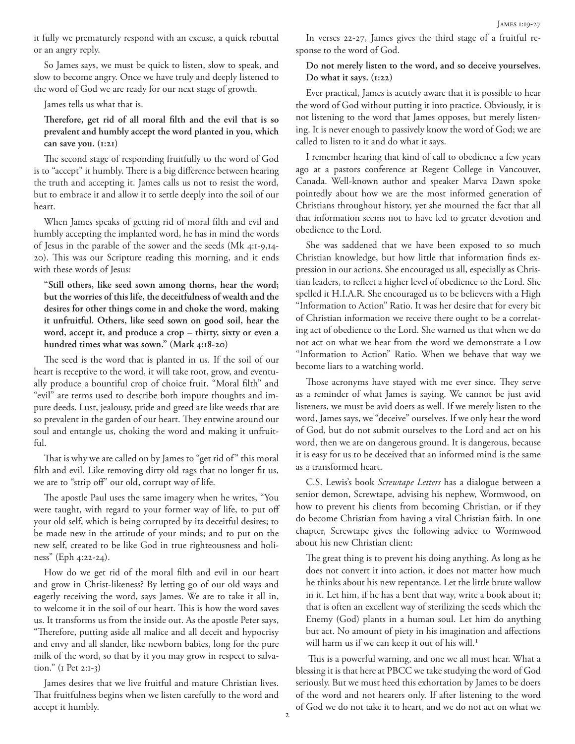it fully we prematurely respond with an excuse, a quick rebuttal or an angry reply.

So James says, we must be quick to listen, slow to speak, and slow to become angry. Once we have truly and deeply listened to the word of God we are ready for our next stage of growth.

James tells us what that is.

**Therefore, get rid of all moral filth and the evil that is so prevalent and humbly accept the word planted in you, which can save you. (1:21)**

The second stage of responding fruitfully to the word of God is to "accept" it humbly. There is a big difference between hearing the truth and accepting it. James calls us not to resist the word, but to embrace it and allow it to settle deeply into the soil of our heart.

When James speaks of getting rid of moral filth and evil and humbly accepting the implanted word, he has in mind the words of Jesus in the parable of the sower and the seeds (Mk 4:1-9,14-20). This was our Scripture reading this morning, and it ends with these words of Jesus:

**"Still others, like seed sown among thorns, hear the word; but the worries of this life, the deceitfulness of wealth and the desires for other things come in and choke the word, making it unfruitful. Others, like seed sown on good soil, hear the word, accept it, and produce a crop – thirty, sixty or even a hundred times what was sown." (Mark 4:18-20)**

The seed is the word that is planted in us. If the soil of our heart is receptive to the word, it will take root, grow, and eventually produce a bountiful crop of choice fruit. "Moral filth" and "evil" are terms used to describe both impure thoughts and impure deeds. Lust, jealousy, pride and greed are like weeds that are so prevalent in the garden of our heart. They entwine around our soul and entangle us, choking the word and making it unfruitful.

That is why we are called on by James to "get rid of" this moral filth and evil. Like removing dirty old rags that no longer fit us, we are to "strip off" our old, corrupt way of life.

The apostle Paul uses the same imagery when he writes, "You were taught, with regard to your former way of life, to put off your old self, which is being corrupted by its deceitful desires; to be made new in the attitude of your minds; and to put on the new self, created to be like God in true righteousness and holiness" (Eph 4:22-24).

How do we get rid of the moral filth and evil in our heart and grow in Christ-likeness? By letting go of our old ways and eagerly receiving the word, says James. We are to take it all in, to welcome it in the soil of our heart. This is how the word saves us. It transforms us from the inside out. As the apostle Peter says, "Therefore, putting aside all malice and all deceit and hypocrisy and envy and all slander, like newborn babies, long for the pure milk of the word, so that by it you may grow in respect to salvation." (1 Pet 2:1-3)

James desires that we live fruitful and mature Christian lives. That fruitfulness begins when we listen carefully to the word and accept it humbly.

In verses 22-27, James gives the third stage of a fruitful response to the word of God.

**Do not merely listen to the word, and so deceive yourselves. Do what it says. (1:22)**

Ever practical, James is acutely aware that it is possible to hear the word of God without putting it into practice. Obviously, it is not listening to the word that James opposes, but merely listening. It is never enough to passively know the word of God; we are called to listen to it and do what it says.

I remember hearing that kind of call to obedience a few years ago at a pastors conference at Regent College in Vancouver, Canada. Well-known author and speaker Marva Dawn spoke pointedly about how we are the most informed generation of Christians throughout history, yet she mourned the fact that all that information seems not to have led to greater devotion and obedience to the Lord.

She was saddened that we have been exposed to so much Christian knowledge, but how little that information finds expression in our actions. She encouraged us all, especially as Christian leaders, to reflect a higher level of obedience to the Lord. She spelled it H.I.A.R. She encouraged us to be believers with a High "Information to Action" Ratio. It was her desire that for every bit of Christian information we receive there ought to be a correlating act of obedience to the Lord. She warned us that when we do not act on what we hear from the word we demonstrate a Low "Information to Action" Ratio. When we behave that way we become liars to a watching world.

Those acronyms have stayed with me ever since. They serve as a reminder of what James is saying. We cannot be just avid listeners, we must be avid doers as well. If we merely listen to the word, James says, we "deceive" ourselves. If we only hear the word of God, but do not submit ourselves to the Lord and act on his word, then we are on dangerous ground. It is dangerous, because it is easy for us to be deceived that an informed mind is the same as a transformed heart.

C.S. Lewis's book *Screwtape Letters* has a dialogue between a senior demon, Screwtape, advising his nephew, Wormwood, on how to prevent his clients from becoming Christian, or if they do become Christian from having a vital Christian faith. In one chapter, Screwtape gives the following advice to Wormwood about his new Christian client:

> The great thing is to prevent his doing anything. As long as he does not convert it into action, it does not matter how much he thinks about his new repentance. Let the little brute wallow in it. Let him, if he has a bent that way, write a book about it; that is often an excellent way of sterilizing the seeds which the Enemy (God) plants in a human soul. Let him do anything but act. No amount of piety in his imagination and affections will harm us if we can keep it out of his will.[1]

This is a powerful warning, and one we all must hear. What a blessing it is that here at PBCC we take studying the word of God seriously. But we must heed this exhortation by James to be doers of the word and not hearers only. If after listening to the word of God we do not take it to heart, and we do not act on what we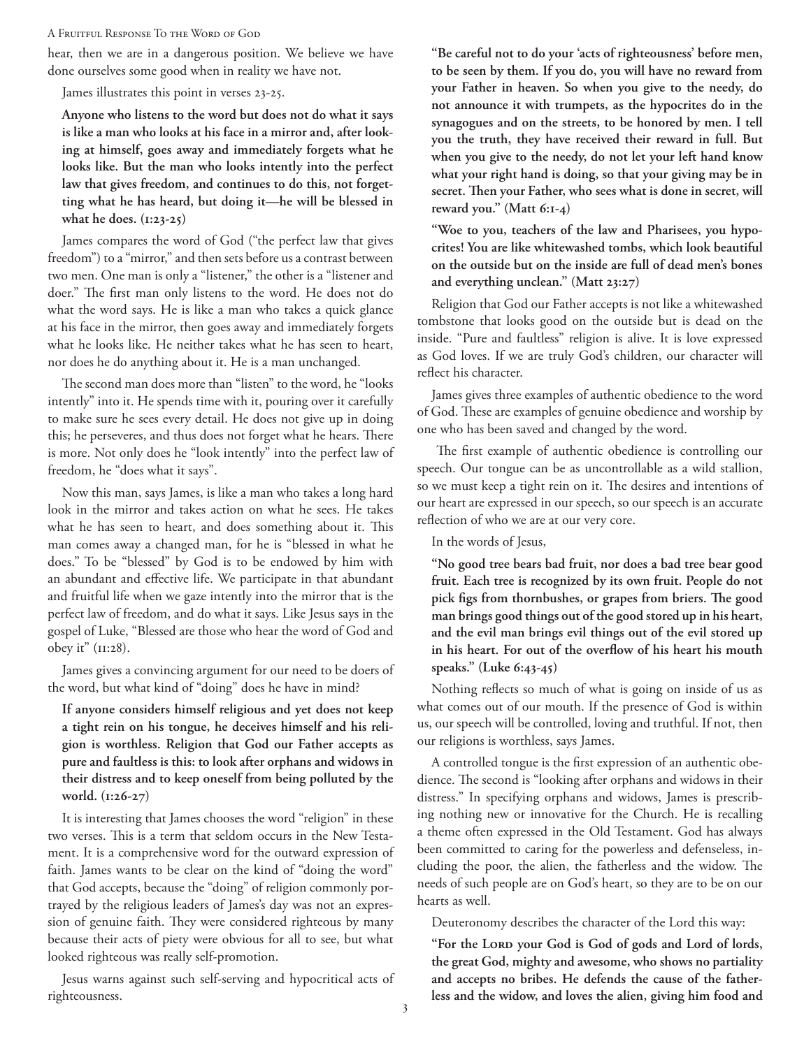hear, then we are in a dangerous position. We believe we have done ourselves some good when in reality we have not.

James illustrates this point in verses 23-25.

**Anyone who listens to the word but does not do what it says is like a man who looks at his face in a mirror and, after looking at himself, goes away and immediately forgets what he looks like. But the man who looks intently into the perfect law that gives freedom, and continues to do this, not forgetting what he has heard, but doing it—he will be blessed in what he does. (1:23-25)**

James compares the word of God ("the perfect law that gives freedom") to a "mirror," and then sets before us a contrast between two men. One man is only a "listener," the other is a "listener and doer." The first man only listens to the word. He does not do what the word says. He is like a man who takes a quick glance at his face in the mirror, then goes away and immediately forgets what he looks like. He neither takes what he has seen to heart, nor does he do anything about it. He is a man unchanged.

The second man does more than "listen" to the word, he "looks intently" into it. He spends time with it, pouring over it carefully to make sure he sees every detail. He does not give up in doing this; he perseveres, and thus does not forget what he hears. There is more. Not only does he "look intently" into the perfect law of freedom, he "does what it says".

Now this man, says James, is like a man who takes a long hard look in the mirror and takes action on what he sees. He takes what he has seen to heart, and does something about it. This man comes away a changed man, for he is "blessed in what he does." To be "blessed" by God is to be endowed by him with an abundant and effective life. We participate in that abundant and fruitful life when we gaze intently into the mirror that is the perfect law of freedom, and do what it says. Like Jesus says in the gospel of Luke, "Blessed are those who hear the word of God and obey it" (11:28).

James gives a convincing argument for our need to be doers of the word, but what kind of "doing" does he have in mind?

**If anyone considers himself religious and yet does not keep a tight rein on his tongue, he deceives himself and his religion is worthless. Religion that God our Father accepts as pure and faultless is this: to look after orphans and widows in their distress and to keep oneself from being polluted by the world. (1:26-27)**

It is interesting that James chooses the word "religion" in these two verses. This is a term that seldom occurs in the New Testament. It is a comprehensive word for the outward expression of faith. James wants to be clear on the kind of "doing the word" that God accepts, because the "doing" of religion commonly portrayed by the religious leaders of James's day was not an expression of genuine faith. They were considered righteous by many because their acts of piety were obvious for all to see, but what looked righteous was really self-promotion.

Jesus warns against such self-serving and hypocritical acts of righteousness.

**"Be careful not to do your 'acts of righteousness' before men, to be seen by them. If you do, you will have no reward from your Father in heaven. So when you give to the needy, do not announce it with trumpets, as the hypocrites do in the synagogues and on the streets, to be honored by men. I tell you the truth, they have received their reward in full. But when you give to the needy, do not let your left hand know what your right hand is doing, so that your giving may be in secret. Then your Father, who sees what is done in secret, will reward you." (Matt 6:1-4)**

**"Woe to you, teachers of the law and Pharisees, you hypocrites! You are like whitewashed tombs, which look beautiful on the outside but on the inside are full of dead men's bones and everything unclean." (Matt 23:27)**

Religion that God our Father accepts is not like a whitewashed tombstone that looks good on the outside but is dead on the inside. "Pure and faultless" religion is alive. It is love expressed as God loves. If we are truly God's children, our character will reflect his character.

James gives three examples of authentic obedience to the word of God. These are examples of genuine obedience and worship by one who has been saved and changed by the word.

The first example of authentic obedience is controlling our speech. Our tongue can be as uncontrollable as a wild stallion, so we must keep a tight rein on it. The desires and intentions of our heart are expressed in our speech, so our speech is an accurate reflection of who we are at our very core.

In the words of Jesus,

**"No good tree bears bad fruit, nor does a bad tree bear good fruit. Each tree is recognized by its own fruit. People do not pick figs from thornbushes, or grapes from briers. The good man brings good things out of the good stored up in his heart, and the evil man brings evil things out of the evil stored up in his heart. For out of the overflow of his heart his mouth speaks." (Luke 6:43-45)**

Nothing reflects so much of what is going on inside of us as what comes out of our mouth. If the presence of God is within us, our speech will be controlled, loving and truthful. If not, then our religions is worthless, says James.

A controlled tongue is the first expression of an authentic obedience. The second is "looking after orphans and widows in their distress." In specifying orphans and widows, James is prescribing nothing new or innovative for the Church. He is recalling a theme often expressed in the Old Testament. God has always been committed to caring for the powerless and defenseless, including the poor, the alien, the fatherless and the widow. The needs of such people are on God's heart, so they are to be on our hearts as well.

Deuteronomy describes the character of the Lord this way:

**"For the Lord your God is God of gods and Lord of lords, the great God, mighty and awesome, who shows no partiality and accepts no bribes. He defends the cause of the fatherless and the widow, and loves the alien, giving him food and**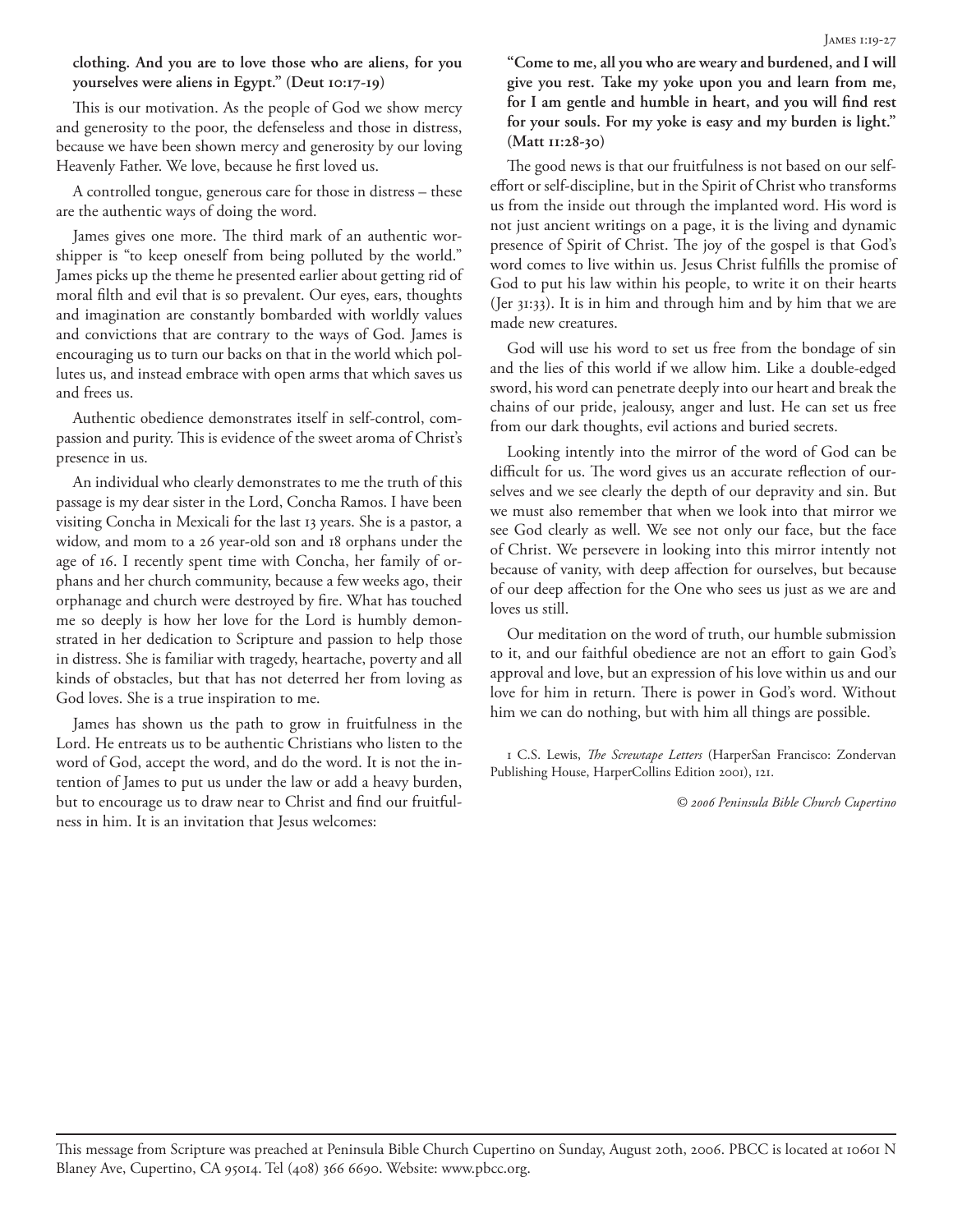**clothing. And you are to love those who are aliens, for you yourselves were aliens in Egypt." (Deut 10:17-19)**

This is our motivation. As the people of God we show mercy and generosity to the poor, the defenseless and those in distress, because we have been shown mercy and generosity by our loving Heavenly Father. We love, because he first loved us.

A controlled tongue, generous care for those in distress – these are the authentic ways of doing the word.

James gives one more. The third mark of an authentic worshipper is "to keep oneself from being polluted by the world." James picks up the theme he presented earlier about getting rid of moral filth and evil that is so prevalent. Our eyes, ears, thoughts and imagination are constantly bombarded with worldly values and convictions that are contrary to the ways of God. James is encouraging us to turn our backs on that in the world which pollutes us, and instead embrace with open arms that which saves us and frees us.

Authentic obedience demonstrates itself in self-control, compassion and purity. This is evidence of the sweet aroma of Christ's presence in us.

An individual who clearly demonstrates to me the truth of this passage is my dear sister in the Lord, Concha Ramos. I have been visiting Concha in Mexicali for the last 13 years. She is a pastor, a widow, and mom to a 26 year-old son and 18 orphans under the age of 16. I recently spent time with Concha, her family of orphans and her church community, because a few weeks ago, their orphanage and church were destroyed by fire. What has touched me so deeply is how her love for the Lord is humbly demonstrated in her dedication to Scripture and passion to help those in distress. She is familiar with tragedy, heartache, poverty and all kinds of obstacles, but that has not deterred her from loving as God loves. She is a true inspiration to me.

James has shown us the path to grow in fruitfulness in the Lord. He entreats us to be authentic Christians who listen to the word of God, accept the word, and do the word. It is not the intention of James to put us under the law or add a heavy burden, but to encourage us to draw near to Christ and find our fruitfulness in him. It is an invitation that Jesus welcomes:

**"Come to me, all you who are weary and burdened, and I will give you rest. Take my yoke upon you and learn from me, for I am gentle and humble in heart, and you will find rest for your souls. For my yoke is easy and my burden is light." (Matt 11:28-30)**

The good news is that our fruitfulness is not based on our self-effort or self-discipline, but in the Spirit of Christ who transforms us from the inside out through the implanted word. His word is not just ancient writings on a page, it is the living and dynamic presence of Spirit of Christ. The joy of the gospel is that God's word comes to live within us. Jesus Christ fulfills the promise of God to put his law within his people, to write it on their hearts (Jer 31:33). It is in him and through him and by him that we are made new creatures.

God will use his word to set us free from the bondage of sin and the lies of this world if we allow him. Like a double-edged sword, his word can penetrate deeply into our heart and break the chains of our pride, jealousy, anger and lust. He can set us free from our dark thoughts, evil actions and buried secrets.

Looking intently into the mirror of the word of God can be difficult for us. The word gives us an accurate reflection of ourselves and we see clearly the depth of our depravity and sin. But we must also remember that when we look into that mirror we see God clearly as well. We see not only our face, but the face of Christ. We persevere in looking into this mirror intently not because of vanity, with deep affection for ourselves, but because of our deep affection for the One who sees us just as we are and loves us still.

Our meditation on the word of truth, our humble submission to it, and our faithful obedience are not an effort to gain God's approval and love, but an expression of his love within us and our love for him in return. There is power in God's word. Without him we can do nothing, but with him all things are possible.

1 C.S. Lewis, *The Screwtape Letters* (HarperSan Francisco: Zondervan Publishing House, HarperCollins Edition 2001), 121.

*© 2006 Peninsula Bible Church Cupertino*

This message from Scripture was preached at Peninsula Bible Church Cupertino on Sunday, August 20th, 2006. PBCC is located at 10601 N Blaney Ave, Cupertino, CA 95014. Tel (408) 366 6690. Website: www.pbcc.org.